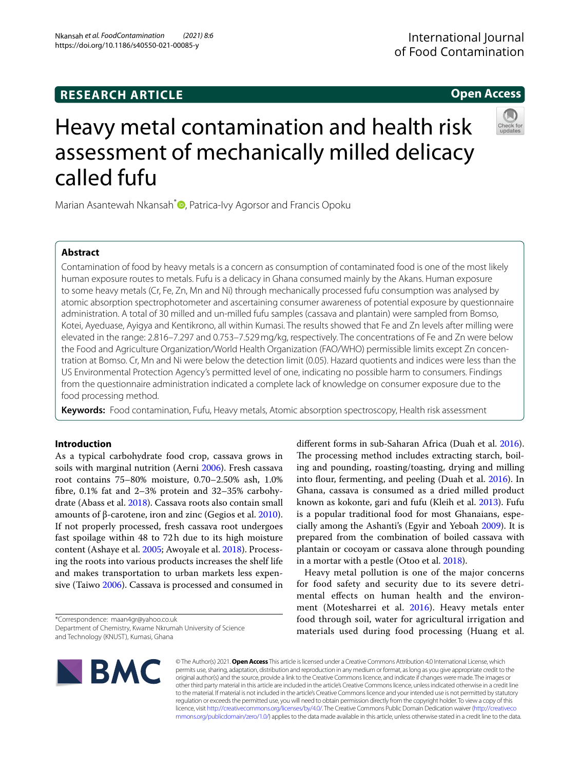RESEARCH ARTICLE

Open Access

# Heavy metal contamination and health risk assessment of mechanically milled delicacy called fufu

Marian Asantewah Nkansah*, Patrica-Ivy Agorsor and Francis Opoku

## Abstract

Contamination of food by heavy metals is a concern as consumption of contaminated food is one of the most likely human exposure routes to metals. Fufu is a delicacy in Ghana consumed mainly by the Akans. Human exposure to some heavy metals (Cr, Fe, Zn, Mn and Ni) through mechanically processed fufu consumption was analysed by atomic absorption spectrophotometer and ascertaining consumer awareness of potential exposure by questionnaire administration. A total of 30 milled and un-milled fufu samples (cassava and plantain) were sampled from Bomso, Kotei, Ayeduase, Ayigya and Kentikrono, all within Kumasi. The results showed that Fe and Zn levels after milling were elevated in the range: 2.816–7.297 and 0.753–7.529 mg/kg, respectively. The concentrations of Fe and Zn were below the Food and Agriculture Organization/World Health Organization (FAO/WHO) permissible limits except Zn concentration at Bomso. Cr, Mn and Ni were below the detection limit (0.05). Hazard quotients and indices were less than the US Environmental Protection Agency's permitted level of one, indicating no possible harm to consumers. Findings from the questionnaire administration indicated a complete lack of knowledge on consumer exposure due to the food processing method.

**Keywords:** Food contamination, Fufu, Heavy metals, Atomic absorption spectroscopy, Health risk assessment

## Introduction

As a typical carbohydrate food crop, cassava grows in soils with marginal nutrition (Aerni 2006). Fresh cassava root contains 75–80% moisture, 0.70–2.50% ash, 1.0% fibre, 0.1% fat and 2–3% protein and 32–35% carbohydrate (Abass et al. 2018). Cassava roots also contain small amounts of β-carotene, iron and zinc (Gegios et al. 2010). If not properly processed, fresh cassava root undergoes fast spoilage within 48 to 72 h due to its high moisture content (Ashaye et al. 2005; Awoyale et al. 2018). Processing the roots into various products increases the shelf life and makes transportation to urban markets less expensive (Taiwo 2006). Cassava is processed and consumed in different forms in sub-Saharan Africa (Duah et al. 2016). The processing method includes extracting starch, boiling and pounding, roasting/toasting, drying and milling into flour, fermenting, and peeling (Duah et al. 2016). In Ghana, cassava is consumed as a dried milled product known as kokonte, gari and fufu (Kleih et al. 2013). Fufu is a popular traditional food for most Ghanaians, especially among the Ashanti's (Egyir and Yeboah 2009). It is prepared from the combination of boiled cassava with plantain or cocoyam or cassava alone through pounding in a mortar with a pestle (Otoo et al. 2018).

Heavy metal pollution is one of the major concerns for food safety and security due to its severe detrimental effects on human health and the environment (Motesharrei et al. 2016). Heavy metals enter food through soil, water for agricultural irrigation and materials used during food processing (Huang et al.

*Correspondence: maan4gr@yahoo.co.uk
Department of Chemistry, Kwame Nkrumah University of Science and Technology (KNUST), Kumasi, Ghana

© The Author(s) 2021. **Open Access** This article is licensed under a Creative Commons Attribution 4.0 International License, which permits use, sharing, adaptation, distribution and reproduction in any medium or format, as long as you give appropriate credit to the original author(s) and the source, provide a link to the Creative Commons licence, and indicate if changes were made. The images or other third party material in this article are included in the article's Creative Commons licence, unless indicated otherwise in a credit line to the material. If material is not included in the article's Creative Commons licence and your intended use is not permitted by statutory regulation or exceeds the permitted use, you will need to obtain permission directly from the copyright holder. To view a copy of this licence, visit http://creativecommons.org/licenses/by/4.0/. The Creative Commons Public Domain Dedication waiver (http://creativecommons.org/publicdomain/zero/1.0/) applies to the data made available in this article, unless otherwise stated in a credit line to the data.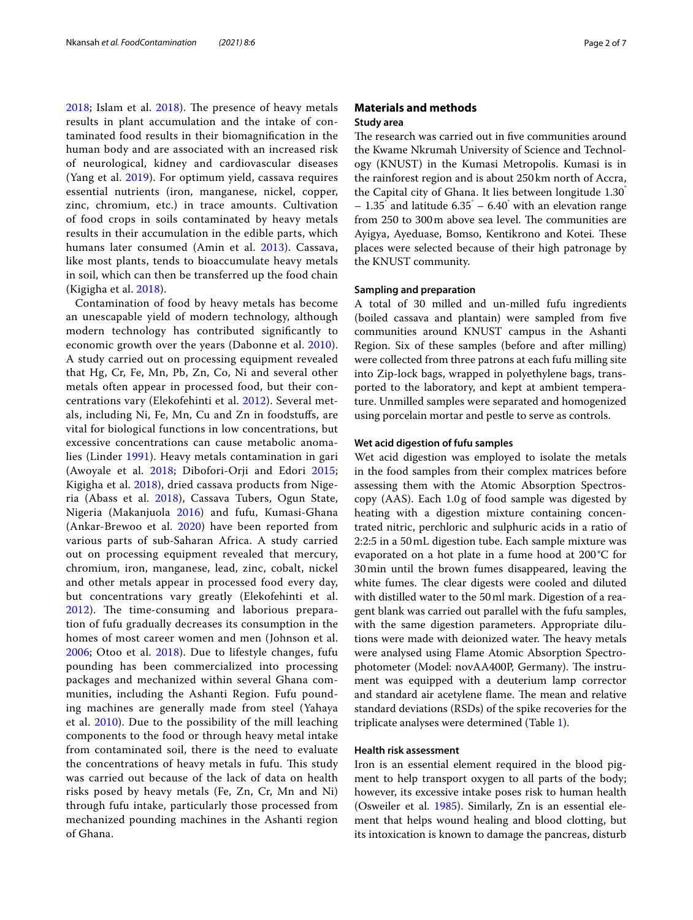2018; Islam et al. 2018). The presence of heavy metals results in plant accumulation and the intake of contaminated food results in their biomagnification in the human body and are associated with an increased risk of neurological, kidney and cardiovascular diseases (Yang et al. 2019). For optimum yield, cassava requires essential nutrients (iron, manganese, nickel, copper, zinc, chromium, etc.) in trace amounts. Cultivation of food crops in soils contaminated by heavy metals results in their accumulation in the edible parts, which humans later consumed (Amin et al. 2013). Cassava, like most plants, tends to bioaccumulate heavy metals in soil, which can then be transferred up the food chain (Kigigha et al. 2018).

Contamination of food by heavy metals has become an unescapable yield of modern technology, although modern technology has contributed significantly to economic growth over the years (Dabonne et al. 2010). A study carried out on processing equipment revealed that Hg, Cr, Fe, Mn, Pb, Zn, Co, Ni and several other metals often appear in processed food, but their concentrations vary (Elekofehinti et al. 2012). Several metals, including Ni, Fe, Mn, Cu and Zn in foodstuffs, are vital for biological functions in low concentrations, but excessive concentrations can cause metabolic anomalies (Linder 1991). Heavy metals contamination in gari (Awoyale et al. 2018; Dibofori-Orji and Edori 2015; Kigigha et al. 2018), dried cassava products from Nigeria (Abass et al. 2018), Cassava Tubers, Ogun State, Nigeria (Makanjuola 2016) and fufu, Kumasi-Ghana (Ankar-Brewoo et al. 2020) have been reported from various parts of sub-Saharan Africa. A study carried out on processing equipment revealed that mercury, chromium, iron, manganese, lead, zinc, cobalt, nickel and other metals appear in processed food every day, but concentrations vary greatly (Elekofehinti et al. 2012). The time-consuming and laborious preparation of fufu gradually decreases its consumption in the homes of most career women and men (Johnson et al. 2006; Otoo et al. 2018). Due to lifestyle changes, fufu pounding has been commercialized into processing packages and mechanized within several Ghana communities, including the Ashanti Region. Fufu pounding machines are generally made from steel (Yahaya et al. 2010). Due to the possibility of the mill leaching components to the food or through heavy metal intake from contaminated soil, there is the need to evaluate the concentrations of heavy metals in fufu. This study was carried out because of the lack of data on health risks posed by heavy metals (Fe, Zn, Cr, Mn and Ni) through fufu intake, particularly those processed from mechanized pounding machines in the Ashanti region of Ghana.

## Materials and methods

### Study area

The research was carried out in five communities around the Kwame Nkrumah University of Science and Technology (KNUST) in the Kumasi Metropolis. Kumasi is in the rainforest region and is about 250 km north of Accra, the Capital city of Ghana. It lies between longitude 1.30° – 1.35° and latitude 6.35° – 6.40° with an elevation range from 250 to 300 m above sea level. The communities are Ayigya, Ayeduase, Bomso, Kentikrono and Kotei. These places were selected because of their high patronage by the KNUST community.

### Sampling and preparation

A total of 30 milled and un-milled fufu ingredients (boiled cassava and plantain) were sampled from five communities around KNUST campus in the Ashanti Region. Six of these samples (before and after milling) were collected from three patrons at each fufu milling site into Zip-lock bags, wrapped in polyethylene bags, transported to the laboratory, and kept at ambient temperature. Unmilled samples were separated and homogenized using porcelain mortar and pestle to serve as controls.

### Wet acid digestion of fufu samples

Wet acid digestion was employed to isolate the metals in the food samples from their complex matrices before assessing them with the Atomic Absorption Spectroscopy (AAS). Each 1.0 g of food sample was digested by heating with a digestion mixture containing concentrated nitric, perchloric and sulphuric acids in a ratio of 2:2:5 in a 50 mL digestion tube. Each sample mixture was evaporated on a hot plate in a fume hood at 200 °C for 30 min until the brown fumes disappeared, leaving the white fumes. The clear digests were cooled and diluted with distilled water to the 50 ml mark. Digestion of a reagent blank was carried out parallel with the fufu samples, with the same digestion parameters. Appropriate dilutions were made with deionized water. The heavy metals were analysed using Flame Atomic Absorption Spectrophotometer (Model: novAA400P, Germany). The instrument was equipped with a deuterium lamp corrector and standard air acetylene flame. The mean and relative standard deviations (RSDs) of the spike recoveries for the triplicate analyses were determined (Table 1).

### Health risk assessment

Iron is an essential element required in the blood pigment to help transport oxygen to all parts of the body; however, its excessive intake poses risk to human health (Osweiler et al. 1985). Similarly, Zn is an essential element that helps wound healing and blood clotting, but its intoxication is known to damage the pancreas, disturb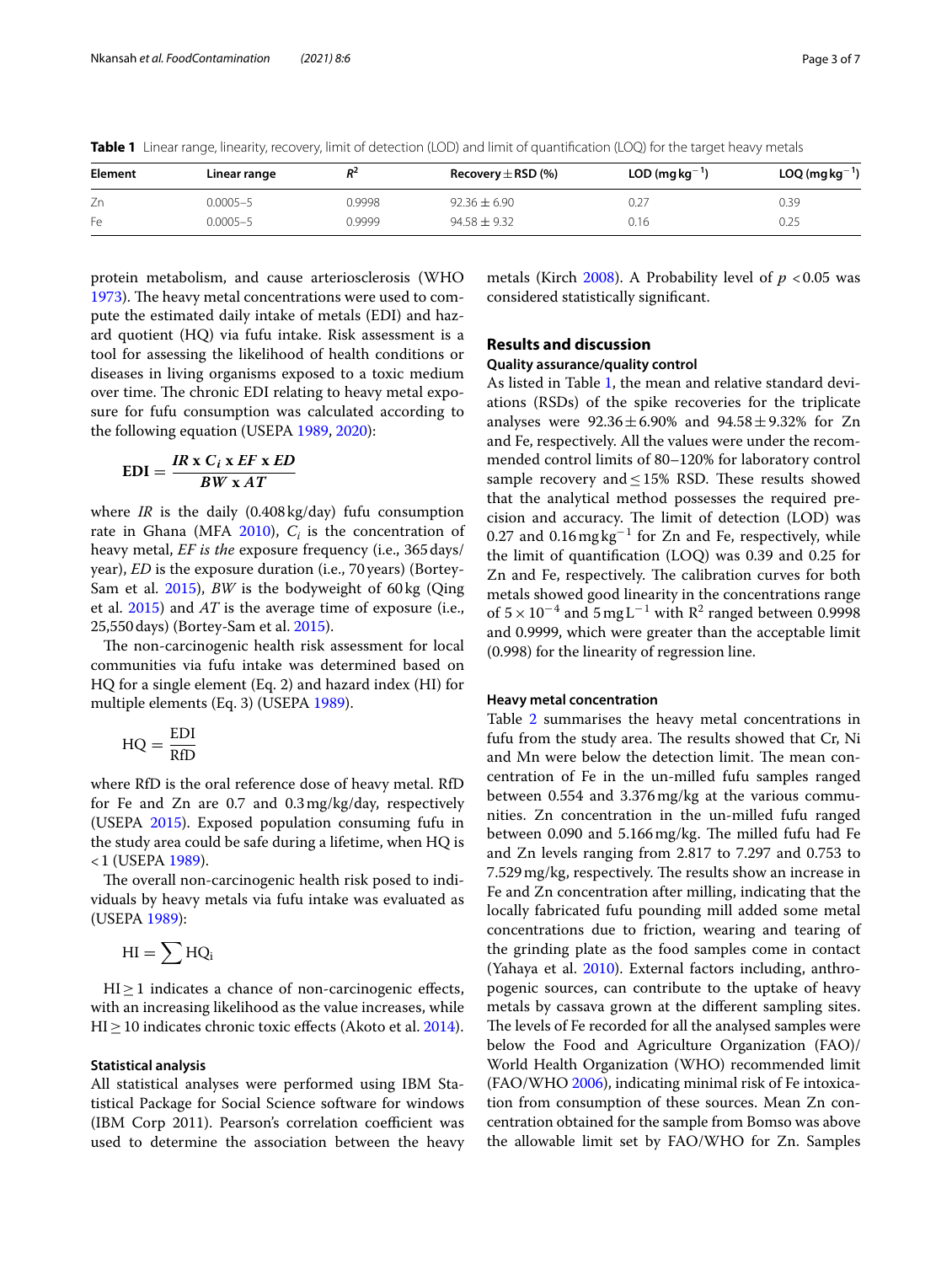**Table 1** Linear range, linearity, recovery, limit of detection (LOD) and limit of quantification (LOQ) for the target heavy metals

| Element | Linear range | $R^2$ | Recovery ± RSD (%) | LOD (mg kg$^{-1}$) | LOQ (mg kg$^{-1}$) |
|---|---|---|---|---|---|
| Zn | 0.0005–5 | 0.9998 | 92.36 ± 6.90 | 0.27 | 0.39 |
| Fe | 0.0005–5 | 0.9999 | 94.58 ± 9.32 | 0.16 | 0.25 |

protein metabolism, and cause arteriosclerosis (WHO 1973). The heavy metal concentrations were used to compute the estimated daily intake of metals (EDI) and hazard quotient (HQ) via fufu intake. Risk assessment is a tool for assessing the likelihood of health conditions or diseases in living organisms exposed to a toxic medium over time. The chronic EDI relating to heavy metal exposure for fufu consumption was calculated according to the following equation (USEPA 1989, 2020):

$$\mathbf{EDI} = \frac{\boldsymbol{IR} \ \mathbf{x} \ \boldsymbol{C_i} \ \mathbf{x} \ \boldsymbol{EF} \ \mathbf{x} \ \boldsymbol{ED}}{\boldsymbol{BW} \ \mathbf{x} \ \boldsymbol{AT}}$$

where *IR* is the daily (0.408 kg/day) fufu consumption rate in Ghana (MFA 2010), $C_i$ is the concentration of heavy metal, *EF is the* exposure frequency (i.e., 365 days/year), *ED* is the exposure duration (i.e., 70 years) (Bortey-Sam et al. 2015), *BW* is the bodyweight of 60 kg (Qing et al. 2015) and *AT* is the average time of exposure (i.e., 25,550 days) (Bortey-Sam et al. 2015).

The non-carcinogenic health risk assessment for local communities via fufu intake was determined based on HQ for a single element (Eq. 2) and hazard index (HI) for multiple elements (Eq. 3) (USEPA 1989).

$$\mathrm{HQ} = \frac{\mathrm{EDI}}{\mathrm{RfD}}$$

where RfD is the oral reference dose of heavy metal. RfD for Fe and Zn are 0.7 and 0.3 mg/kg/day, respectively (USEPA 2015). Exposed population consuming fufu in the study area could be safe during a lifetime, when HQ is <1 (USEPA 1989).

The overall non-carcinogenic health risk posed to individuals by heavy metals via fufu intake was evaluated as (USEPA 1989):

$$\mathrm{HI} = \sum \mathrm{HQ_i}$$

HI ≥ 1 indicates a chance of non-carcinogenic effects, with an increasing likelihood as the value increases, while HI ≥ 10 indicates chronic toxic effects (Akoto et al. 2014).

### Statistical analysis

All statistical analyses were performed using IBM Statistical Package for Social Science software for windows (IBM Corp 2011). Pearson's correlation coefficient was used to determine the association between the heavy metals (Kirch 2008). A Probability level of $p < 0.05$ was considered statistically significant.

## Results and discussion

### Quality assurance/quality control

As listed in Table 1, the mean and relative standard deviations (RSDs) of the spike recoveries for the triplicate analyses were 92.36 ± 6.90% and 94.58 ± 9.32% for Zn and Fe, respectively. All the values were under the recommended control limits of 80–120% for laboratory control sample recovery and ≤ 15% RSD. These results showed that the analytical method possesses the required precision and accuracy. The limit of detection (LOD) was 0.27 and 0.16 mg kg$^{-1}$ for Zn and Fe, respectively, while the limit of quantification (LOQ) was 0.39 and 0.25 for Zn and Fe, respectively. The calibration curves for both metals showed good linearity in the concentrations range of $5 \times 10^{-4}$ and 5 mg L$^{-1}$ with $R^2$ ranged between 0.9998 and 0.9999, which were greater than the acceptable limit (0.998) for the linearity of regression line.

### Heavy metal concentration

Table 2 summarises the heavy metal concentrations in fufu from the study area. The results showed that Cr, Ni and Mn were below the detection limit. The mean concentration of Fe in the un-milled fufu samples ranged between 0.554 and 3.376 mg/kg at the various communities. Zn concentration in the un-milled fufu ranged between 0.090 and 5.166 mg/kg. The milled fufu had Fe and Zn levels ranging from 2.817 to 7.297 and 0.753 to 7.529 mg/kg, respectively. The results show an increase in Fe and Zn concentration after milling, indicating that the locally fabricated fufu pounding mill added some metal concentrations due to friction, wearing and tearing of the grinding plate as the food samples come in contact (Yahaya et al. 2010). External factors including, anthropogenic sources, can contribute to the uptake of heavy metals by cassava grown at the different sampling sites. The levels of Fe recorded for all the analysed samples were below the Food and Agriculture Organization (FAO)/World Health Organization (WHO) recommended limit (FAO/WHO 2006), indicating minimal risk of Fe intoxication from consumption of these sources. Mean Zn concentration obtained for the sample from Bomso was above the allowable limit set by FAO/WHO for Zn. Samples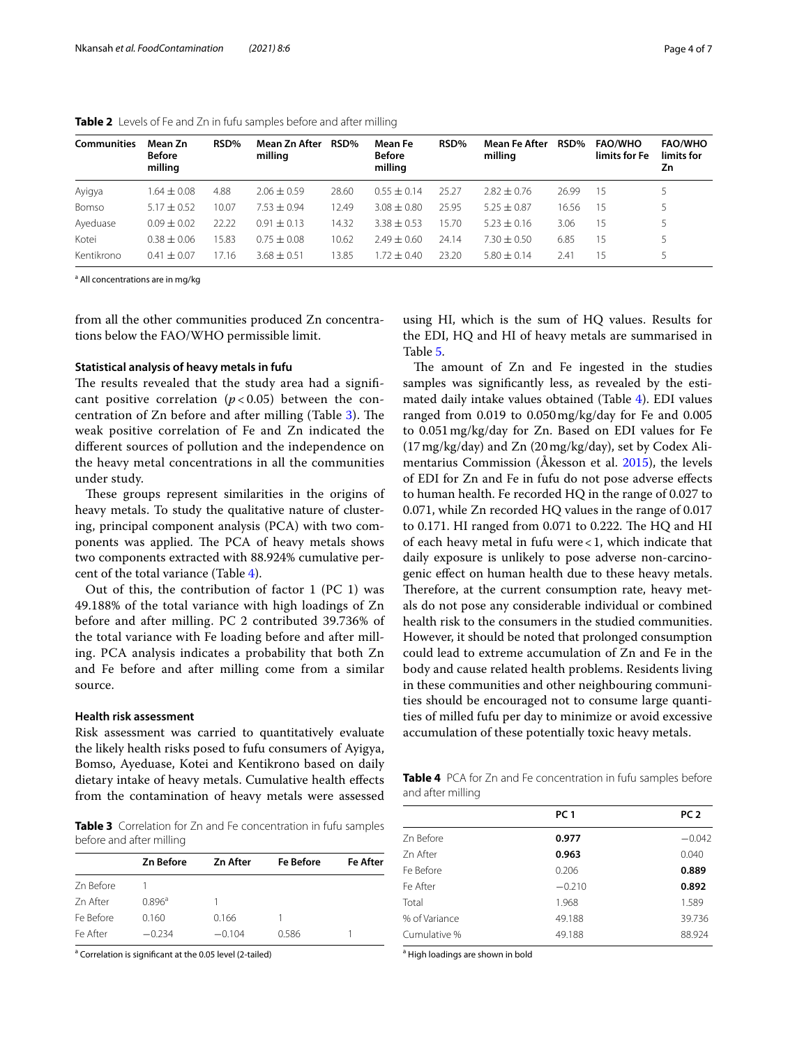**Table 2** Levels of Fe and Zn in fufu samples before and after milling

| Communities | Mean Zn Before milling | RSD% | Mean Zn After milling | RSD% | Mean Fe Before milling | RSD% | Mean Fe After milling | RSD% | FAO/WHO limits for Fe | FAO/WHO limits for Zn |
|---|---|---|---|---|---|---|---|---|---|---|
| Ayigya | 1.64 ± 0.08 | 4.88 | 2.06 ± 0.59 | 28.60 | 0.55 ± 0.14 | 25.27 | 2.82 ± 0.76 | 26.99 | 15 | 5 |
| Bomso | 5.17 ± 0.52 | 10.07 | 7.53 ± 0.94 | 12.49 | 3.08 ± 0.80 | 25.95 | 5.25 ± 0.87 | 16.56 | 15 | 5 |
| Ayeduase | 0.09 ± 0.02 | 22.22 | 0.91 ± 0.13 | 14.32 | 3.38 ± 0.53 | 15.70 | 5.23 ± 0.16 | 3.06 | 15 | 5 |
| Kotei | 0.38 ± 0.06 | 15.83 | 0.75 ± 0.08 | 10.62 | 2.49 ± 0.60 | 24.14 | 7.30 ± 0.50 | 6.85 | 15 | 5 |
| Kentikrono | 0.41 ± 0.07 | 17.16 | 3.68 ± 0.51 | 13.85 | 1.72 ± 0.40 | 23.20 | 5.80 ± 0.14 | 2.41 | 15 | 5 |

[a] All concentrations are in mg/kg

from all the other communities produced Zn concentrations below the FAO/WHO permissible limit.

### Statistical analysis of heavy metals in fufu

The results revealed that the study area had a significant positive correlation ($p < 0.05$) between the concentration of Zn before and after milling (Table 3). The weak positive correlation of Fe and Zn indicated the different sources of pollution and the independence on the heavy metal concentrations in all the communities under study.

These groups represent similarities in the origins of heavy metals. To study the qualitative nature of clustering, principal component analysis (PCA) with two components was applied. The PCA of heavy metals shows two components extracted with 88.924% cumulative percent of the total variance (Table 4).

Out of this, the contribution of factor 1 (PC 1) was 49.188% of the total variance with high loadings of Zn before and after milling. PC 2 contributed 39.736% of the total variance with Fe loading before and after milling. PCA analysis indicates a probability that both Zn and Fe before and after milling come from a similar source.

### Health risk assessment

Risk assessment was carried to quantitatively evaluate the likely health risks posed to fufu consumers of Ayigya, Bomso, Ayeduase, Kotei and Kentikrono based on daily dietary intake of heavy metals. Cumulative health effects from the contamination of heavy metals were assessed using HI, which is the sum of HQ values. Results for the EDI, HQ and HI of heavy metals are summarised in Table 5.

The amount of Zn and Fe ingested in the studies samples was significantly less, as revealed by the estimated daily intake values obtained (Table 4). EDI values ranged from 0.019 to 0.050 mg/kg/day for Fe and 0.005 to 0.051 mg/kg/day for Zn. Based on EDI values for Fe (17 mg/kg/day) and Zn (20 mg/kg/day), set by Codex Alimentarius Commission (Åkesson et al. 2015), the levels of EDI for Zn and Fe in fufu do not pose adverse effects to human health. Fe recorded HQ in the range of 0.027 to 0.071, while Zn recorded HQ values in the range of 0.017 to 0.171. HI ranged from 0.071 to 0.222. The HQ and HI of each heavy metal in fufu were < 1, which indicate that daily exposure is unlikely to pose adverse non-carcinogenic effect on human health due to these heavy metals. Therefore, at the current consumption rate, heavy metals do not pose any considerable individual or combined health risk to the consumers in the studied communities. However, it should be noted that prolonged consumption could lead to extreme accumulation of Zn and Fe in the body and cause related health problems. Residents living in these communities and other neighbouring communities should be encouraged not to consume large quantities of milled fufu per day to minimize or avoid excessive accumulation of these potentially toxic heavy metals.

**Table 3** Correlation for Zn and Fe concentration in fufu samples before and after milling

| | Zn Before | Zn After | Fe Before | Fe After |
|---|---|---|---|---|
| Zn Before | 1 | | | |
| Zn After | 0.896[a] | 1 | | |
| Fe Before | 0.160 | 0.166 | 1 | |
| Fe After | −0.234 | −0.104 | 0.586 | 1 |

[a] Correlation is significant at the 0.05 level (2-tailed)

**Table 4** PCA for Zn and Fe concentration in fufu samples before and after milling

| | PC 1 | PC 2 |
|---|---|---|
| Zn Before | **0.977** | −0.042 |
| Zn After | **0.963** | 0.040 |
| Fe Before | 0.206 | **0.889** |
| Fe After | −0.210 | **0.892** |
| Total | 1.968 | 1.589 |
| % of Variance | 49.188 | 39.736 |
| Cumulative % | 49.188 | 88.924 |

[a] High loadings are shown in bold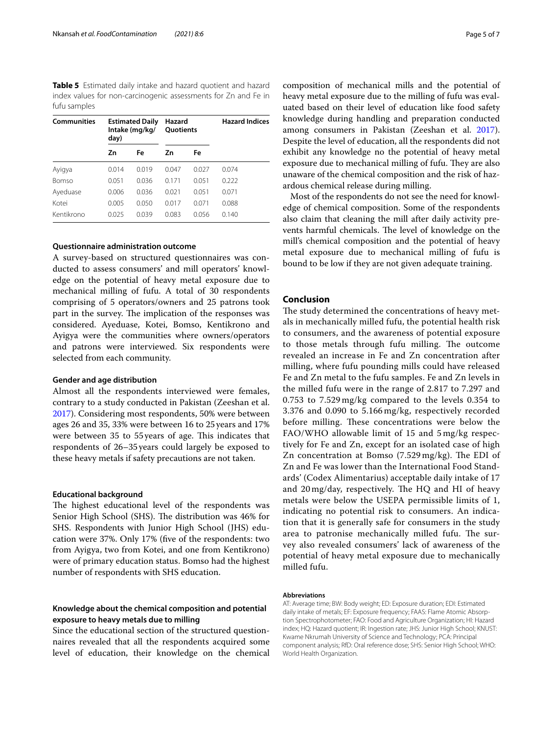**Table 5** Estimated daily intake and hazard quotient and hazard index values for non-carcinogenic assessments for Zn and Fe in fufu samples

| Communities | Estimated Daily Intake (mg/kg/day) | | Hazard Quotients | | Hazard Indices |
|---|---|---|---|---|---|
| | Zn | Fe | Zn | Fe | |
| Ayigya | 0.014 | 0.019 | 0.047 | 0.027 | 0.074 |
| Bomso | 0.051 | 0.036 | 0.171 | 0.051 | 0.222 |
| Ayeduase | 0.006 | 0.036 | 0.021 | 0.051 | 0.071 |
| Kotei | 0.005 | 0.050 | 0.017 | 0.071 | 0.088 |
| Kentikrono | 0.025 | 0.039 | 0.083 | 0.056 | 0.140 |

### Questionnaire administration outcome

A survey-based on structured questionnaires was conducted to assess consumers' and mill operators' knowledge on the potential of heavy metal exposure due to mechanical milling of fufu. A total of 30 respondents comprising of 5 operators/owners and 25 patrons took part in the survey. The implication of the responses was considered. Ayeduase, Kotei, Bomso, Kentikrono and Ayigya were the communities where owners/operators and patrons were interviewed. Six respondents were selected from each community.

### Gender and age distribution

Almost all the respondents interviewed were females, contrary to a study conducted in Pakistan (Zeeshan et al. 2017). Considering most respondents, 50% were between ages 26 and 35, 33% were between 16 to 25 years and 17% were between 35 to 55 years of age. This indicates that respondents of 26–35 years could largely be exposed to these heavy metals if safety precautions are not taken.

### Educational background

The highest educational level of the respondents was Senior High School (SHS). The distribution was 46% for SHS. Respondents with Junior High School (JHS) education were 37%. Only 17% (five of the respondents: two from Ayigya, two from Kotei, and one from Kentikrono) were of primary education status. Bomso had the highest number of respondents with SHS education.

### Knowledge about the chemical composition and potential exposure to heavy metals due to milling

Since the educational section of the structured questionnaires revealed that all the respondents acquired some level of education, their knowledge on the chemical composition of mechanical mills and the potential of heavy metal exposure due to the milling of fufu was evaluated based on their level of education like food safety knowledge during handling and preparation conducted among consumers in Pakistan (Zeeshan et al. 2017). Despite the level of education, all the respondents did not exhibit any knowledge no the potential of heavy metal exposure due to mechanical milling of fufu. They are also unaware of the chemical composition and the risk of hazardous chemical release during milling.

Most of the respondents do not see the need for knowledge of chemical composition. Some of the respondents also claim that cleaning the mill after daily activity prevents harmful chemicals. The level of knowledge on the mill's chemical composition and the potential of heavy metal exposure due to mechanical milling of fufu is bound to be low if they are not given adequate training.

## Conclusion

The study determined the concentrations of heavy metals in mechanically milled fufu, the potential health risk to consumers, and the awareness of potential exposure to those metals through fufu milling. The outcome revealed an increase in Fe and Zn concentration after milling, where fufu pounding mills could have released Fe and Zn metal to the fufu samples. Fe and Zn levels in the milled fufu were in the range of 2.817 to 7.297 and 0.753 to 7.529 mg/kg compared to the levels 0.354 to 3.376 and 0.090 to 5.166 mg/kg, respectively recorded before milling. These concentrations were below the FAO/WHO allowable limit of 15 and 5 mg/kg respectively for Fe and Zn, except for an isolated case of high Zn concentration at Bomso (7.529 mg/kg). The EDI of Zn and Fe was lower than the International Food Standards' (Codex Alimentarius) acceptable daily intake of 17 and 20 mg/day, respectively. The HQ and HI of heavy metals were below the USEPA permissible limits of 1, indicating no potential risk to consumers. An indication that it is generally safe for consumers in the study area to patronise mechanically milled fufu. The survey also revealed consumers' lack of awareness of the potential of heavy metal exposure due to mechanically milled fufu.

#### Abbreviations

AT: Average time; BW: Body weight; ED: Exposure duration; EDI: Estimated daily intake of metals; EF: Exposure frequency; FAAS: Flame Atomic Absorption Spectrophotometer; FAO: Food and Agriculture Organization; HI: Hazard index; HQ: Hazard quotient; IR: Ingestion rate; JHS: Junior High School; KNUST: Kwame Nkrumah University of Science and Technology; PCA: Principal component analysis; RfD: Oral reference dose; SHS: Senior High School; WHO: World Health Organization.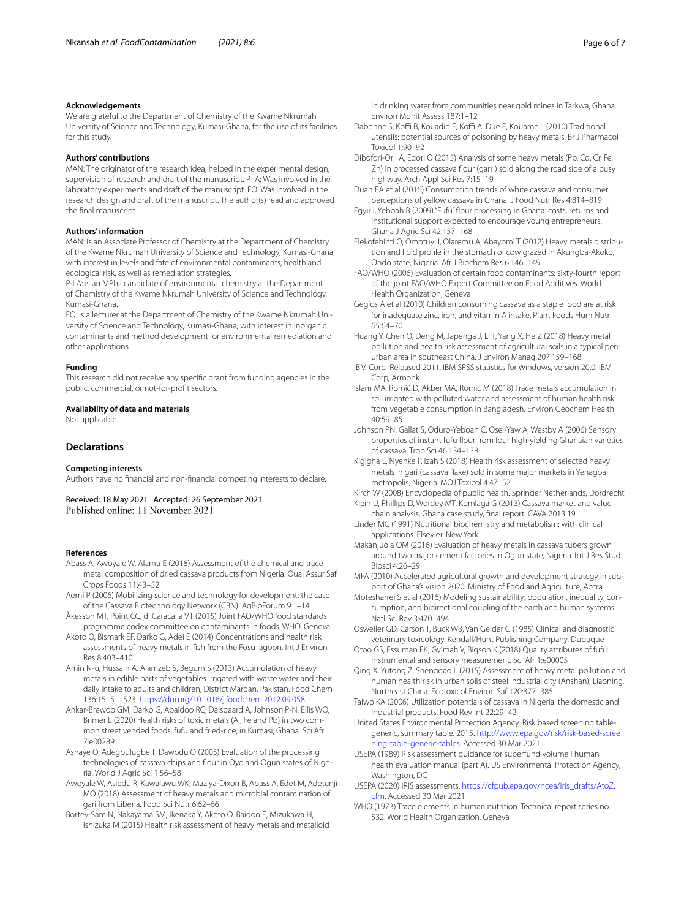#### Acknowledgements

We are grateful to the Department of Chemistry of the Kwame Nkrumah University of Science and Technology, Kumasi-Ghana, for the use of its facilities for this study.

#### Authors' contributions

MAN: The originator of the research idea, helped in the experimental design, supervision of research and draft of the manuscript. P-IA: Was involved in the laboratory experiments and draft of the manuscript. FO: Was involved in the research design and draft of the manuscript. The author(s) read and approved the final manuscript.

#### Authors' information

MAN: is an Associate Professor of Chemistry at the Department of Chemistry of the Kwame Nkrumah University of Science and Technology, Kumasi-Ghana, with interest in levels and fate of environmental contaminants, health and ecological risk, as well as remediation strategies.

P-I A: is an MPhil candidate of environmental chemistry at the Department of Chemistry of the Kwame Nkrumah University of Science and Technology, Kumasi-Ghana.

FO: is a lecturer at the Department of Chemistry of the Kwame Nkrumah University of Science and Technology, Kumasi-Ghana, with interest in inorganic contaminants and method development for environmental remediation and other applications.

#### Funding

This research did not receive any specific grant from funding agencies in the public, commercial, or not-for-profit sectors.

#### Availability of data and materials

Not applicable.

### Declarations

#### Competing interests

Authors have no financial and non-financial competing interests to declare.

Received: 18 May 2021 Accepted: 26 September 2021
Published online: 11 November 2021

#### References

Abass A, Awoyale W, Alamu E (2018) Assessment of the chemical and trace metal composition of dried cassava products from Nigeria. Qual Assur Saf Crops Foods 11:43–52

Aerni P (2006) Mobilizing science and technology for development: the case of the Cassava Biotechnology Network (CBN). AgBioForum 9:1–14

Åkesson MT, Point CC, di Caracalla VT (2015) Joint FAO/WHO food standards programme codex committee on contaminants in foods. WHO, Geneva

Akoto O, Bismark EF, Darko G, Adei E (2014) Concentrations and health risk assessments of heavy metals in fish from the Fosu lagoon. Int J Environ Res 8:403–410

Amin N-u, Hussain A, Alamzeb S, Begum S (2013) Accumulation of heavy metals in edible parts of vegetables irrigated with waste water and their daily intake to adults and children, District Mardan, Pakistan. Food Chem 136:1515–1523. https://doi.org/10.1016/j.foodchem.2012.09.058

Ankar-Brewoo GM, Darko G, Abaidoo RC, Dalsgaard A, Johnson P-N, Ellis WO, Brimer L (2020) Health risks of toxic metals (Al, Fe and Pb) in two common street vended foods, fufu and fried-rice, in Kumasi, Ghana. Sci Afr 7:e00289

Ashaye O, Adegbulugbe T, Dawodu O (2005) Evaluation of the processing technologies of cassava chips and flour in Oyo and Ogun states of Nigeria. World J Agric Sci 1:56–58

Awoyale W, Asiedu R, Kawalawu WK, Maziya-Dixon B, Abass A, Edet M, Adetunji MO (2018) Assessment of heavy metals and microbial contamination of gari from Liberia. Food Sci Nutr 6:62–66

Bortey-Sam N, Nakayama SM, Ikenaka Y, Akoto O, Baidoo E, Mizukawa H, Ishizuka M (2015) Health risk assessment of heavy metals and metalloid in drinking water from communities near gold mines in Tarkwa, Ghana. Environ Monit Assess 187:1–12

Dabonne S, Koffi B, Kouadio E, Koffi A, Due E, Kouame L (2010) Traditional utensils: potential sources of poisoning by heavy metals. Br J Pharmacol Toxicol 1:90–92

Dibofori-Orji A, Edori O (2015) Analysis of some heavy metals (Pb, Cd, Cr, Fe, Zn) in processed cassava flour (garri) sold along the road side of a busy highway. Arch Appl Sci Res 7:15–19

Duah EA et al (2016) Consumption trends of white cassava and consumer perceptions of yellow cassava in Ghana. J Food Nutr Res 4:814–819

Egyir I, Yeboah B (2009) "Fufu" flour processing in Ghana: costs, returns and institutional support expected to encourage young entrepreneurs. Ghana J Agric Sci 42:157–168

Elekofehinti O, Omotuyi I, Olaremu A, Abayomi T (2012) Heavy metals distribution and lipid profile in the stomach of cow grazed in Akungba-Akoko, Ondo state, Nigeria. Afr J Biochem Res 6:146–149

FAO/WHO (2006) Evaluation of certain food contaminants: sixty-fourth report of the joint FAO/WHO Expert Committee on Food Additives. World Health Organization, Geneva

Gegios A et al (2010) Children consuming cassava as a staple food are at risk for inadequate zinc, iron, and vitamin A intake. Plant Foods Hum Nutr 65:64–70

Huang Y, Chen Q, Deng M, Japenga J, Li T, Yang X, He Z (2018) Heavy metal pollution and health risk assessment of agricultural soils in a typical peri-urban area in southeast China. J Environ Manag 207:159–168

IBM Corp Released 2011. IBM SPSS statistics for Windows, version 20.0. IBM Corp, Armonk

Islam MA, Romić D, Akber MA, Romić M (2018) Trace metals accumulation in soil irrigated with polluted water and assessment of human health risk from vegetable consumption in Bangladesh. Environ Geochem Health 40:59–85

Johnson PN, Gallat S, Oduro-Yeboah C, Osei-Yaw A, Westby A (2006) Sensory properties of instant fufu flour from four high-yielding Ghanaian varieties of cassava. Trop Sci 46:134–138

Kigigha L, Nyenke P, Izah S (2018) Health risk assessment of selected heavy metals in gari (cassava flake) sold in some major markets in Yenagoa metropolis, Nigeria. MOJ Toxicol 4:47–52

Kirch W (2008) Encyclopedia of public health. Springer Netherlands, Dordrecht

Kleih U, Phillips D, Wordey MT, Komlaga G (2013) Cassava market and value chain analysis, Ghana case study, final report. CAVA 2013:19

Linder MC (1991) Nutritional biochemistry and metabolism: with clinical applications. Elsevier, New York

Makanjuola OM (2016) Evaluation of heavy metals in cassava tubers grown around two major cement factories in Ogun state, Nigeria. Int J Res Stud Biosci 4:26–29

MFA (2010) Accelerated agricultural growth and development strategy in support of Ghana's vision 2020. Ministry of Food and Agriculture, Accra

Motesharrei S et al (2016) Modeling sustainability: population, inequality, consumption, and bidirectional coupling of the earth and human systems. Natl Sci Rev 3:470–494

Osweiler GD, Carson T, Buck WB, Van Gelder G (1985) Clinical and diagnostic veterinary toxicology. Kendall/Hunt Publishing Company, Dubuque

Otoo GS, Essuman EK, Gyimah V, Bigson K (2018) Quality attributes of fufu: instrumental and sensory measurement. Sci Afr 1:e00005

Qing X, Yutong Z, Shenggao L (2015) Assessment of heavy metal pollution and human health risk in urban soils of steel industrial city (Anshan), Liaoning, Northeast China. Ecotoxicol Environ Saf 120:377–385

Taiwo KA (2006) Utilization potentials of cassava in Nigeria: the domestic and industrial products. Food Rev Int 22:29–42

United States Environmental Protection Agency. Risk based screening table-generic, summary table. 2015. http://www.epa.gov/risk/risk-based-screening-table-generic-tables. Accessed 30 Mar 2021

USEPA (1989) Risk assessment guidance for superfund volume I human health evaluation manual (part A). US Environmental Protection Agency, Washington, DC

USEPA (2020) IRIS assessments. https://cfpub.epa.gov/ncea/iris_drafts/AtoZ.cfm. Accessed 30 Mar 2021

WHO (1973) Trace elements in human nutrition. Technical report series no. 532. World Health Organization, Geneva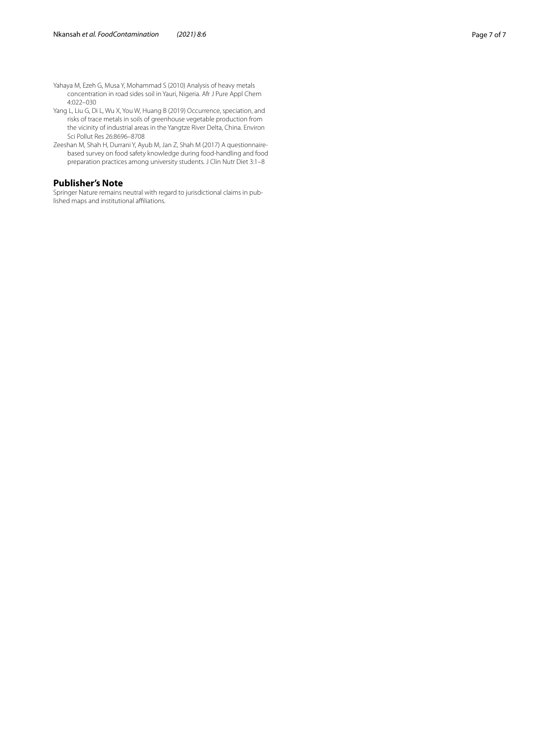Yahaya M, Ezeh G, Musa Y, Mohammad S (2010) Analysis of heavy metals concentration in road sides soil in Yauri, Nigeria. Afr J Pure Appl Chem 4:022–030

Yang L, Liu G, Di L, Wu X, You W, Huang B (2019) Occurrence, speciation, and risks of trace metals in soils of greenhouse vegetable production from the vicinity of industrial areas in the Yangtze River Delta, China. Environ Sci Pollut Res 26:8696–8708

Zeeshan M, Shah H, Durrani Y, Ayub M, Jan Z, Shah M (2017) A questionnaire-based survey on food safety knowledge during food-handling and food preparation practices among university students. J Clin Nutr Diet 3:1–8

## Publisher's Note

Springer Nature remains neutral with regard to jurisdictional claims in published maps and institutional affiliations.